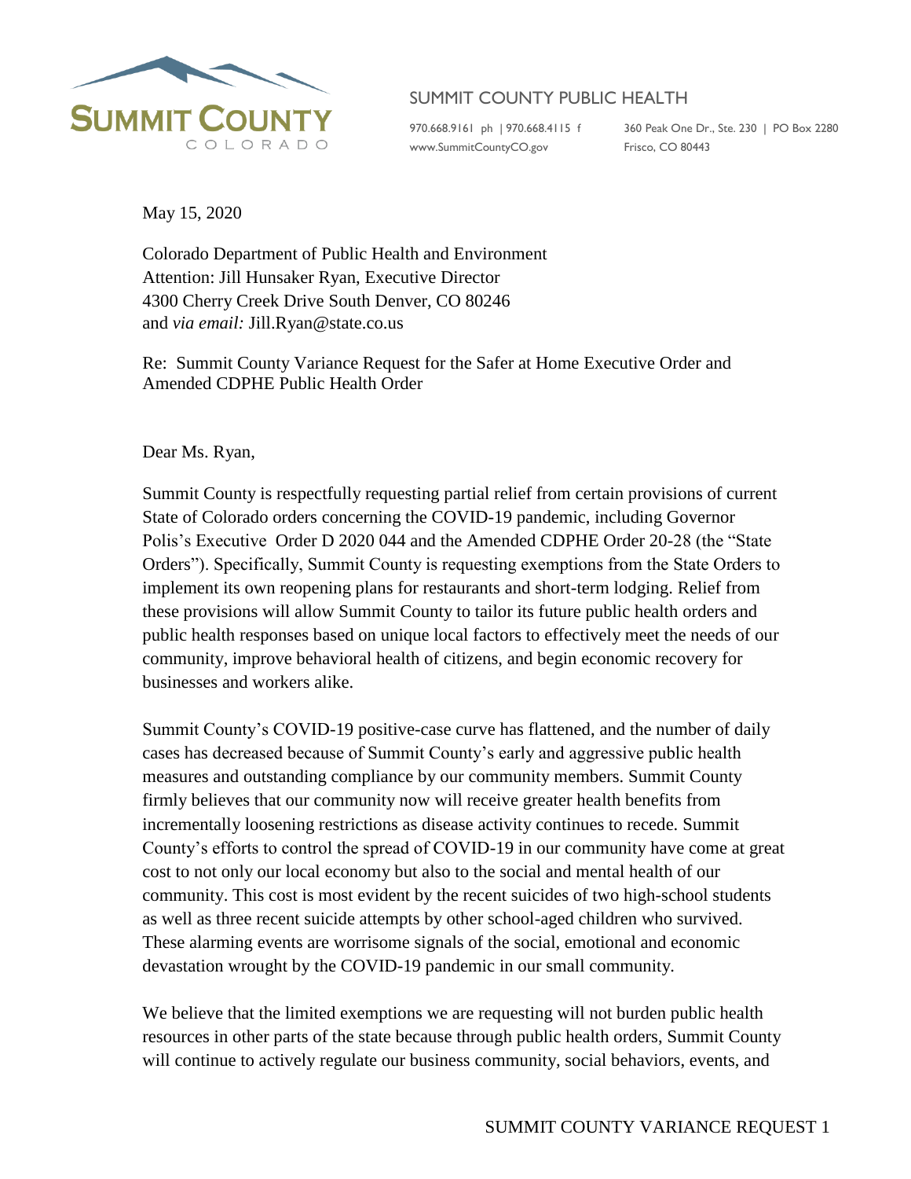SUMMIT COUNTY
COLORADO

SUMMIT COUNTY PUBLIC HEALTH

970.668.9161 ph | 970.668.4115 f
www.SummitCountyCO.gov

360 Peak One Dr., Ste. 230 | PO Box 2280
Frisco, CO 80443

May 15, 2020

Colorado Department of Public Health and Environment
Attention: Jill Hunsaker Ryan, Executive Director
4300 Cherry Creek Drive South Denver, CO 80246
and *via email:* Jill.Ryan@state.co.us

Re: Summit County Variance Request for the Safer at Home Executive Order and Amended CDPHE Public Health Order

Dear Ms. Ryan,

Summit County is respectfully requesting partial relief from certain provisions of current State of Colorado orders concerning the COVID-19 pandemic, including Governor Polis's Executive Order D 2020 044 and the Amended CDPHE Order 20-28 (the "State Orders"). Specifically, Summit County is requesting exemptions from the State Orders to implement its own reopening plans for restaurants and short-term lodging. Relief from these provisions will allow Summit County to tailor its future public health orders and public health responses based on unique local factors to effectively meet the needs of our community, improve behavioral health of citizens, and begin economic recovery for businesses and workers alike.

Summit County's COVID-19 positive-case curve has flattened, and the number of daily cases has decreased because of Summit County's early and aggressive public health measures and outstanding compliance by our community members. Summit County firmly believes that our community now will receive greater health benefits from incrementally loosening restrictions as disease activity continues to recede. Summit County's efforts to control the spread of COVID-19 in our community have come at great cost to not only our local economy but also to the social and mental health of our community. This cost is most evident by the recent suicides of two high-school students as well as three recent suicide attempts by other school-aged children who survived. These alarming events are worrisome signals of the social, emotional and economic devastation wrought by the COVID-19 pandemic in our small community.

We believe that the limited exemptions we are requesting will not burden public health resources in other parts of the state because through public health orders, Summit County will continue to actively regulate our business community, social behaviors, events, and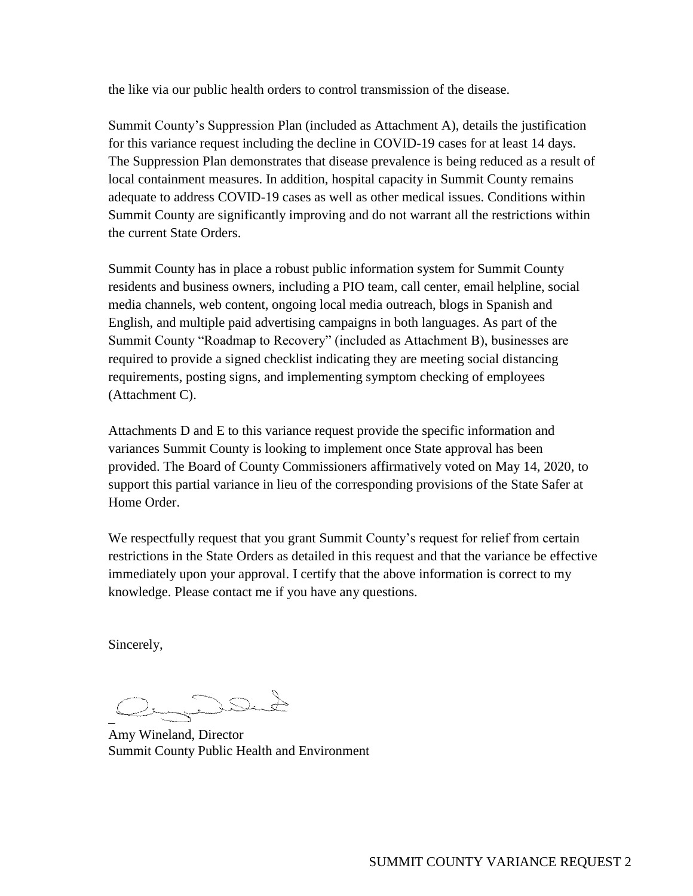the like via our public health orders to control transmission of the disease.

Summit County's Suppression Plan (included as Attachment A), details the justification for this variance request including the decline in COVID-19 cases for at least 14 days. The Suppression Plan demonstrates that disease prevalence is being reduced as a result of local containment measures. In addition, hospital capacity in Summit County remains adequate to address COVID-19 cases as well as other medical issues. Conditions within Summit County are significantly improving and do not warrant all the restrictions within the current State Orders.

Summit County has in place a robust public information system for Summit County residents and business owners, including a PIO team, call center, email helpline, social media channels, web content, ongoing local media outreach, blogs in Spanish and English, and multiple paid advertising campaigns in both languages. As part of the Summit County "Roadmap to Recovery" (included as Attachment B), businesses are required to provide a signed checklist indicating they are meeting social distancing requirements, posting signs, and implementing symptom checking of employees (Attachment C).

Attachments D and E to this variance request provide the specific information and variances Summit County is looking to implement once State approval has been provided. The Board of County Commissioners affirmatively voted on May 14, 2020, to support this partial variance in lieu of the corresponding provisions of the State Safer at Home Order.

We respectfully request that you grant Summit County's request for relief from certain restrictions in the State Orders as detailed in this request and that the variance be effective immediately upon your approval. I certify that the above information is correct to my knowledge. Please contact me if you have any questions.

Sincerely,

Amy Wineland, Director
Summit County Public Health and Environment